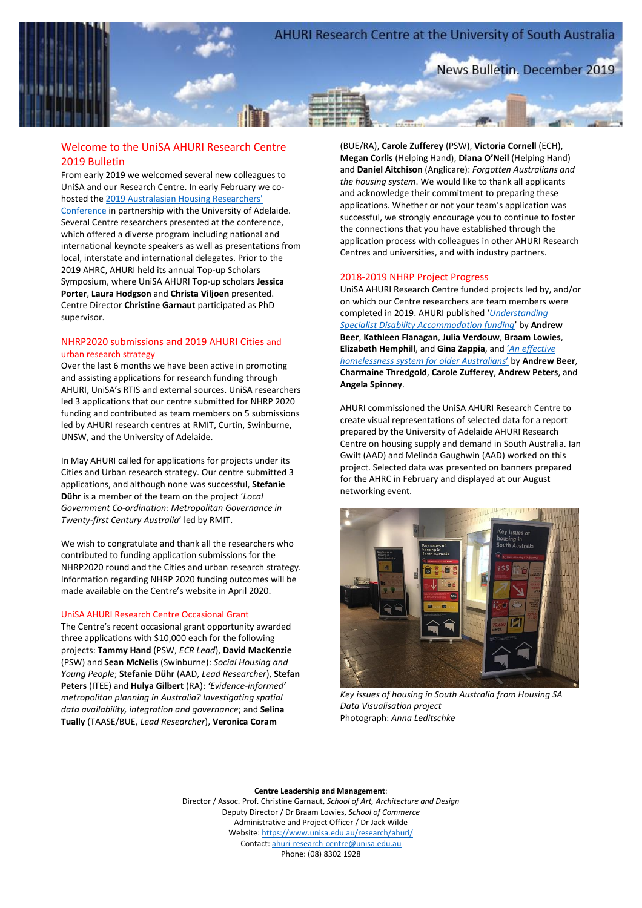# AHURI Research Centre at the University of South Australia

News Bulletin. December 2019

## Welcome to the UniSA AHURI Research Centre 2019 Bulletin

From early 2019 we welcomed several new colleagues to UniSA and our Research Centre. In early February we co-hosted the [2019 Australasian Housing Researchers' Conference]() in partnership with the University of Adelaide. Several Centre researchers presented at the conference, which offered a diverse program including national and international keynote speakers as well as presentations from local, interstate and international delegates. Prior to the 2019 AHRC, AHURI held its annual Top-up Scholars Symposium, where UniSA AHURI Top-up scholars **Jessica Porter**, **Laura Hodgson** and **Christa Viljoen** presented. Centre Director **Christine Garnaut** participated as PhD supervisor.

## NHRP2020 submissions and 2019 AHURI Cities and urban research strategy

Over the last 6 months we have been active in promoting and assisting applications for research funding through AHURI, UniSA's RTIS and external sources. UniSA researchers led 3 applications that our centre submitted for NHRP 2020 funding and contributed as team members on 5 submissions led by AHURI research centres at RMIT, Curtin, Swinburne, UNSW, and the University of Adelaide.

In May AHURI called for applications for projects under its Cities and Urban research strategy. Our centre submitted 3 applications, and although none was successful, **Stefanie Dühr** is a member of the team on the project '*Local Government Co-ordination: Metropolitan Governance in Twenty-first Century Australia*' led by RMIT.

We wish to congratulate and thank all the researchers who contributed to funding application submissions for the NHRP2020 round and the Cities and urban research strategy. Information regarding NHRP 2020 funding outcomes will be made available on the Centre's website in April 2020.

## UniSA AHURI Research Centre Occasional Grant

The Centre's recent occasional grant opportunity awarded three applications with $10,000 each for the following projects: **Tammy Hand** (PSW, *ECR Lead*), **David MacKenzie** (PSW) and **Sean McNelis** (Swinburne): *Social Housing and Young People*; **Stefanie Dühr** (AAD, *Lead Researcher*), **Stefan Peters** (ITEE) and **Hulya Gilbert** (RA): *'Evidence-informed' metropolitan planning in Australia? Investigating spatial data availability, integration and governance*; and **Selina Tually** (TAASE/BUE, *Lead Researcher*), **Veronica Coram** (BUE/RA), **Carole Zufferey** (PSW), **Victoria Cornell** (ECH), **Megan Corlis** (Helping Hand), **Diana O'Neil** (Helping Hand) and **Daniel Aitchison** (Anglicare): *Forgotten Australians and the housing system*. We would like to thank all applicants and acknowledge their commitment to preparing these applications. Whether or not your team's application was successful, we strongly encourage you to continue to foster the connections that you have established through the application process with colleagues in other AHURI Research Centres and universities, and with industry partners.

## 2018-2019 NHRP Project Progress

UniSA AHURI Research Centre funded projects led by, and/or on which our Centre researchers are team members were completed in 2019. AHURI published '*[Understanding Specialist Disability Accommodation funding]()*' by **Andrew Beer**, **Kathleen Flanagan**, **Julia Verdouw**, **Braam Lowies**, **Elizabeth Hemphill**, and **Gina Zappia**, and *'[An effective homelessness system for older Australians]()'* by **Andrew Beer**, **Charmaine Thredgold**, **Carole Zufferey**, **Andrew Peters**, and **Angela Spinney**.

AHURI commissioned the UniSA AHURI Research Centre to create visual representations of selected data for a report prepared by the University of Adelaide AHURI Research Centre on housing supply and demand in South Australia. Ian Gwilt (AAD) and Melinda Gaughwin (AAD) worked on this project. Selected data was presented on banners prepared for the AHRC in February and displayed at our August networking event.

*Key issues of housing in South Australia from Housing SA Data Visualisation project*
Photograph: *Anna Leditschke*

**Centre Leadership and Management**:
Director / Assoc. Prof. Christine Garnaut, *School of Art, Architecture and Design*
Deputy Director / Dr Braam Lowies, *School of Commerce*
Administrative and Project Officer / Dr Jack Wilde
Website: https://www.unisa.edu.au/research/ahuri/
Contact: ahuri-research-centre@unisa.edu.au
Phone: (08) 8302 1928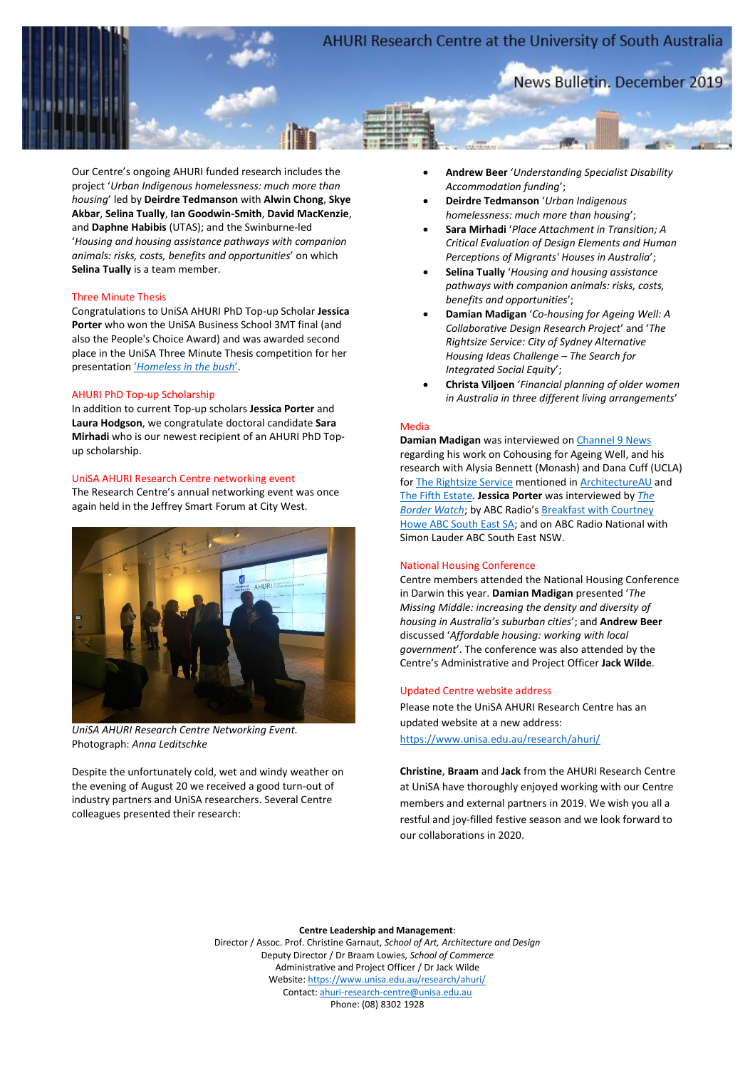Our Centre's ongoing AHURI funded research includes the project '*Urban Indigenous homelessness: much more than housing*' led by **Deirdre Tedmanson** with **Alwin Chong**, **Skye Akbar**, **Selina Tually**, **Ian Goodwin-Smith**, **David MacKenzie**, and **Daphne Habibis** (UTAS); and the Swinburne-led '*Housing and housing assistance pathways with companion animals: risks, costs, benefits and opportunities*' on which **Selina Tually** is a team member.

## Three Minute Thesis

Congratulations to UniSA AHURI PhD Top-up Scholar **Jessica Porter** who won the UniSA Business School 3MT final (and also the People's Choice Award) and was awarded second place in the UniSA Three Minute Thesis competition for her presentation '*Homeless in the bush*'.

## AHURI PhD Top-up Scholarship

In addition to current Top-up scholars **Jessica Porter** and **Laura Hodgson**, we congratulate doctoral candidate **Sara Mirhadi** who is our newest recipient of an AHURI PhD Top-up scholarship.

## UniSA AHURI Research Centre networking event

The Research Centre's annual networking event was once again held in the Jeffrey Smart Forum at City West.

*UniSA AHURI Research Centre Networking Event.*
Photograph: *Anna Leditschke*

Despite the unfortunately cold, wet and windy weather on the evening of August 20 we received a good turn-out of industry partners and UniSA researchers. Several Centre colleagues presented their research:

- **Andrew Beer** '*Understanding Specialist Disability Accommodation funding*';
- **Deirdre Tedmanson** '*Urban Indigenous homelessness: much more than housing*';
- **Sara Mirhadi** '*Place Attachment in Transition; A Critical Evaluation of Design Elements and Human Perceptions of Migrants' Houses in Australia*';
- **Selina Tually** '*Housing and housing assistance pathways with companion animals: risks, costs, benefits and opportunities*';
- **Damian Madigan** '*Co-housing for Ageing Well: A Collaborative Design Research Project*' and '*The Rightsize Service: City of Sydney Alternative Housing Ideas Challenge – The Search for Integrated Social Equity*';
- **Christa Viljoen** '*Financial planning of older women in Australia in three different living arrangements*'

## Media

**Damian Madigan** was interviewed on Channel 9 News regarding his work on Cohousing for Ageing Well, and his research with Alysia Bennett (Monash) and Dana Cuff (UCLA) for The Rightsize Service mentioned in ArchitectureAU and The Fifth Estate. **Jessica Porter** was interviewed by *The Border Watch*; by ABC Radio's Breakfast with Courtney Howe ABC South East SA; and on ABC Radio National with Simon Lauder ABC South East NSW.

## National Housing Conference

Centre members attended the National Housing Conference in Darwin this year. **Damian Madigan** presented '*The Missing Middle: increasing the density and diversity of housing in Australia's suburban cities*'; and **Andrew Beer** discussed '*Affordable housing: working with local government*'. The conference was also attended by the Centre's Administrative and Project Officer **Jack Wilde**.

## Updated Centre website address

Please note the UniSA AHURI Research Centre has an updated website at a new address:
https://www.unisa.edu.au/research/ahuri/

**Christine**, **Braam** and **Jack** from the AHURI Research Centre at UniSA have thoroughly enjoyed working with our Centre members and external partners in 2019. We wish you all a restful and joy-filled festive season and we look forward to our collaborations in 2020.

**Centre Leadership and Management**:
Director / Assoc. Prof. Christine Garnaut, *School of Art, Architecture and Design*
Deputy Director / Dr Braam Lowies, *School of Commerce*
Administrative and Project Officer / Dr Jack Wilde
Website: https://www.unisa.edu.au/research/ahuri/
Contact: ahuri-research-centre@unisa.edu.au
Phone: (08) 8302 1928